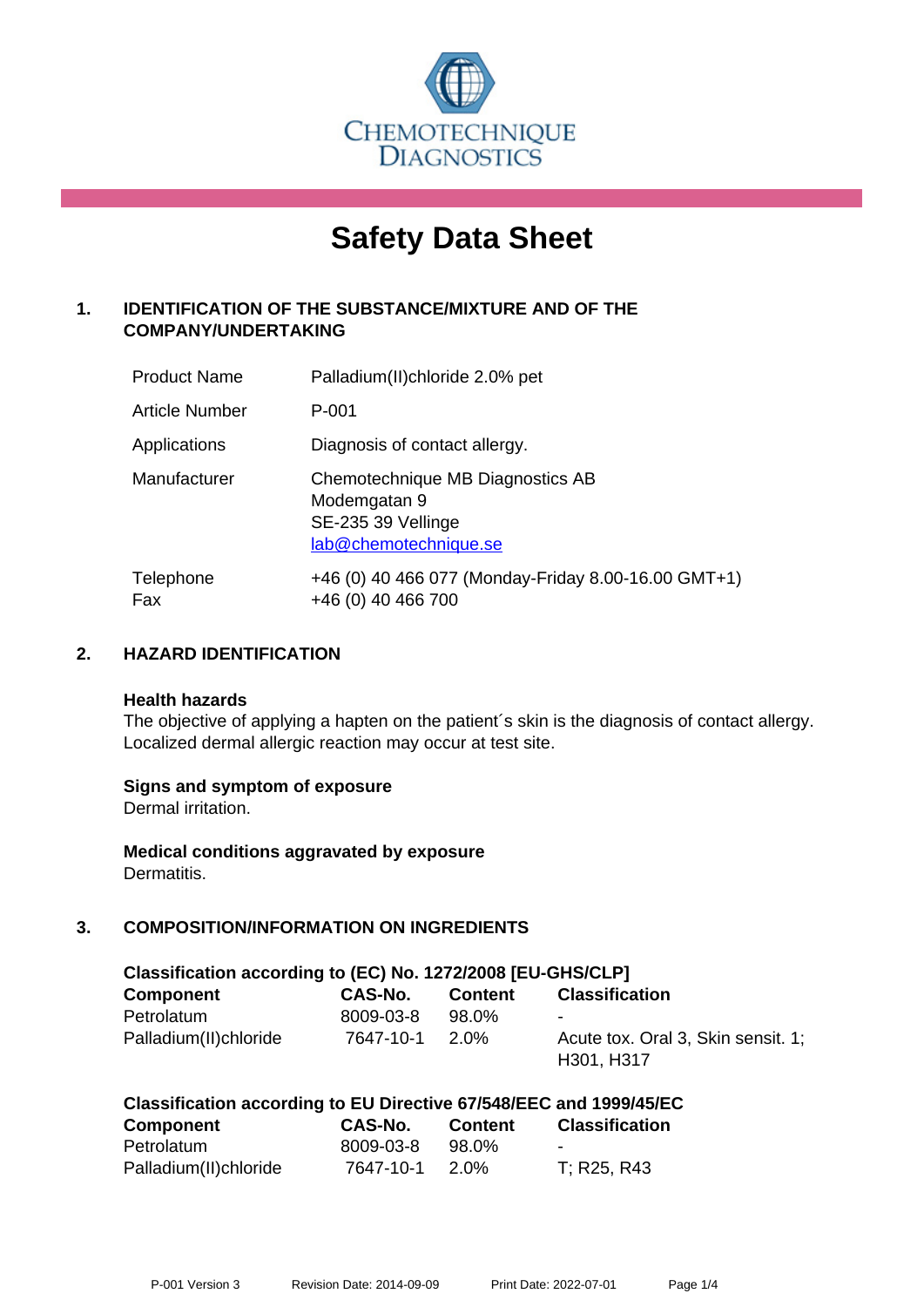CHEMOTECHNIQUE DIAGNOSTICS

# Safety Data Sheet

## 1. IDENTIFICATION OF THE SUBSTANCE/MIXTURE AND OF THE COMPANY/UNDERTAKING

| | |
|---|---|
| Product Name | Palladium(II)chloride 2.0% pet |
| Article Number | P-001 |
| Applications | Diagnosis of contact allergy. |
| Manufacturer | Chemotechnique MB Diagnostics AB<br>Modemgatan 9<br>SE-235 39 Vellinge<br>lab@chemotechnique.se |
| Telephone<br>Fax | +46 (0) 40 466 077 (Monday-Friday 8.00-16.00 GMT+1)<br>+46 (0) 40 466 700 |

## 2. HAZARD IDENTIFICATION

**Health hazards**
The objective of applying a hapten on the patient´s skin is the diagnosis of contact allergy. Localized dermal allergic reaction may occur at test site.

**Signs and symptom of exposure**
Dermal irritation.

**Medical conditions aggravated by exposure**
Dermatitis.

## 3. COMPOSITION/INFORMATION ON INGREDIENTS

**Classification according to (EC) No. 1272/2008 [EU-GHS/CLP]**

| Component | CAS-No. | Content | Classification |
|---|---|---|---|
| Petrolatum | 8009-03-8 | 98.0% | - |
| Palladium(II)chloride | 7647-10-1 | 2.0% | Acute tox. Oral 3, Skin sensit. 1; H301, H317 |

**Classification according to EU Directive 67/548/EEC and 1999/45/EC**

| Component | CAS-No. | Content | Classification |
|---|---|---|---|
| Petrolatum | 8009-03-8 | 98.0% | - |
| Palladium(II)chloride | 7647-10-1 | 2.0% | T; R25, R43 |

P-001 Version 3 Revision Date: 2014-09-09 Print Date: 2022-07-01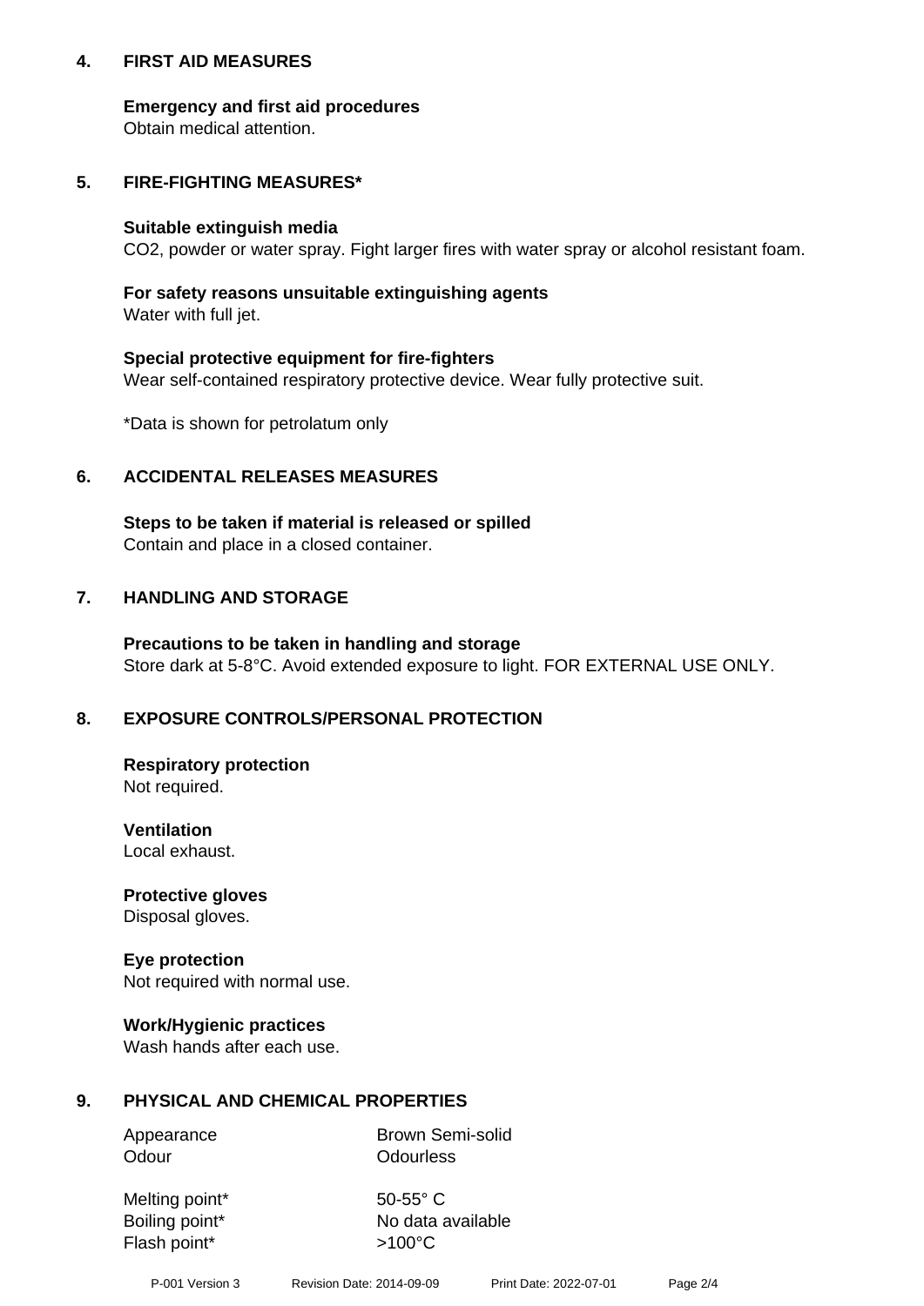## 4. FIRST AID MEASURES

**Emergency and first aid procedures**
Obtain medical attention.

## 5. FIRE-FIGHTING MEASURES*

**Suitable extinguish media**
$CO_2$, powder or water spray. Fight larger fires with water spray or alcohol resistant foam.

**For safety reasons unsuitable extinguishing agents**
Water with full jet.

**Special protective equipment for fire-fighters**
Wear self-contained respiratory protective device. Wear fully protective suit.

*Data is shown for petrolatum only

## 6. ACCIDENTAL RELEASES MEASURES

**Steps to be taken if material is released or spilled**
Contain and place in a closed container.

## 7. HANDLING AND STORAGE

**Precautions to be taken in handling and storage**
Store dark at 5-8°C. Avoid extended exposure to light. FOR EXTERNAL USE ONLY.

## 8. EXPOSURE CONTROLS/PERSONAL PROTECTION

**Respiratory protection**
Not required.

**Ventilation**
Local exhaust.

**Protective gloves**
Disposal gloves.

**Eye protection**
Not required with normal use.

**Work/Hygienic practices**
Wash hands after each use.

## 9. PHYSICAL AND CHEMICAL PROPERTIES

| | |
|---|---|
| Appearance | Brown Semi-solid |
| Odour | Odourless |
| Melting point* | 50-55° C |
| Boiling point* | No data available |
| Flash point* | >100°C |

P-001 Version 3 Revision Date: 2014-09-09 Print Date: 2022-07-01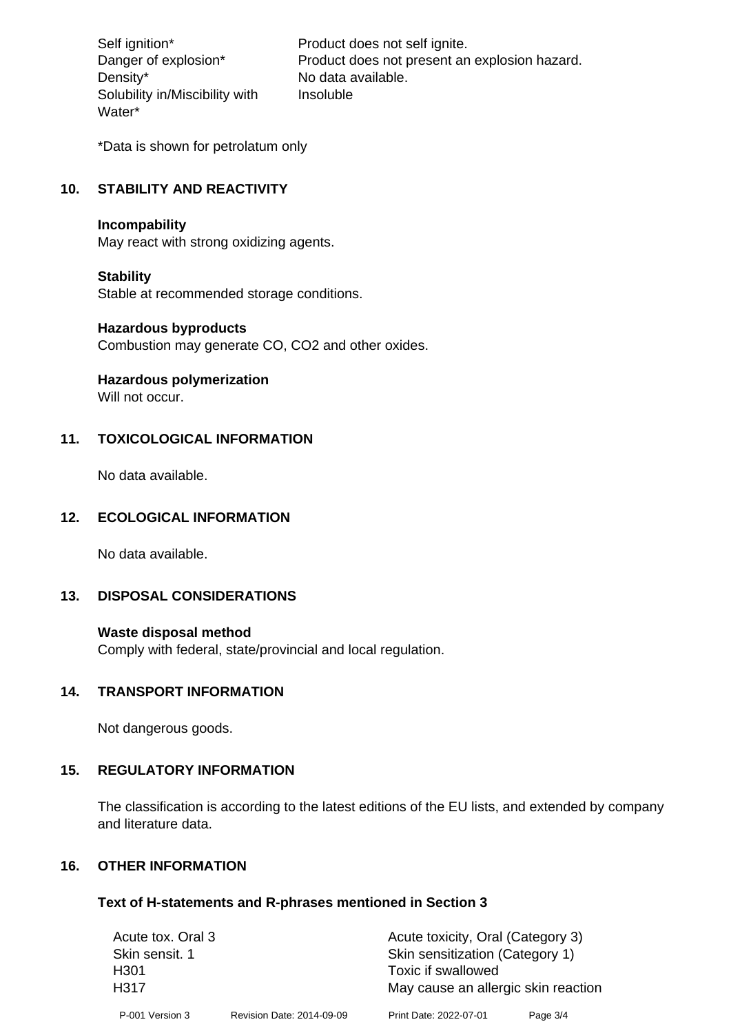| | |
|---|---|
| Self ignition* | Product does not self ignite. |
| Danger of explosion* | Product does not present an explosion hazard. |
| Density* | No data available. |
| Solubility in/Miscibility with Water* | Insoluble |

*Data is shown for petrolatum only

## 10. STABILITY AND REACTIVITY

**Incompability**
May react with strong oxidizing agents.

**Stability**
Stable at recommended storage conditions.

**Hazardous byproducts**
Combustion may generate CO, $CO_2$ and other oxides.

**Hazardous polymerization**
Will not occur.

## 11. TOXICOLOGICAL INFORMATION

No data available.

## 12. ECOLOGICAL INFORMATION

No data available.

## 13. DISPOSAL CONSIDERATIONS

**Waste disposal method**
Comply with federal, state/provincial and local regulation.

## 14. TRANSPORT INFORMATION

Not dangerous goods.

## 15. REGULATORY INFORMATION

The classification is according to the latest editions of the EU lists, and extended by company and literature data.

## 16. OTHER INFORMATION

### Text of H-statements and R-phrases mentioned in Section 3

| | |
|---|---|
| Acute tox. Oral 3 | Acute toxicity, Oral (Category 3) |
| Skin sensit. 1 | Skin sensitization (Category 1) |
| H301 | Toxic if swallowed |
| H317 | May cause an allergic skin reaction |

P-001 Version 3 Revision Date: 2014-09-09 Print Date: 2022-07-01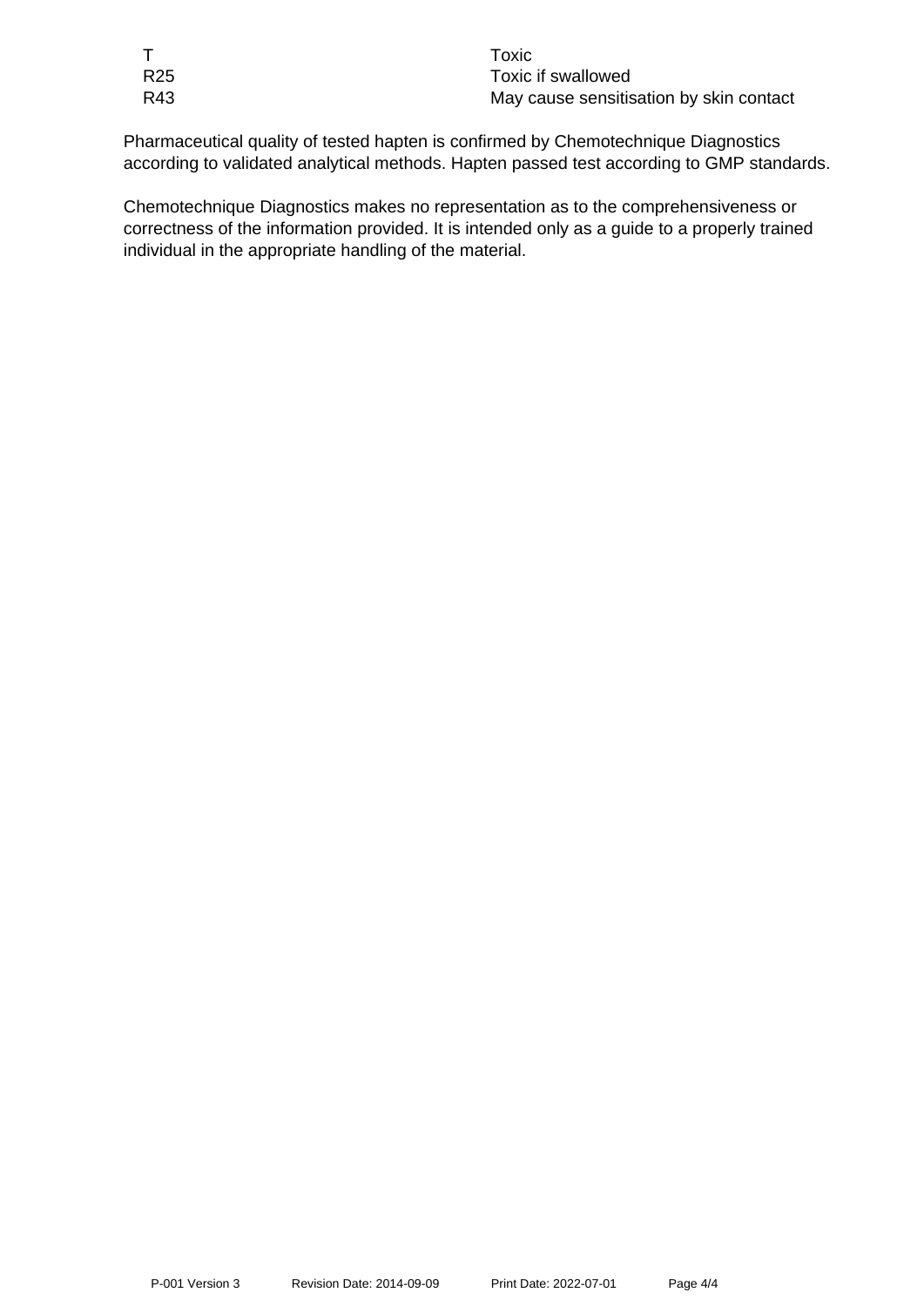| | |
|---|---|
| T | Toxic |
| R25 | Toxic if swallowed |
| R43 | May cause sensitisation by skin contact |

Pharmaceutical quality of tested hapten is confirmed by Chemotechnique Diagnostics according to validated analytical methods. Hapten passed test according to GMP standards.

Chemotechnique Diagnostics makes no representation as to the comprehensiveness or correctness of the information provided. It is intended only as a guide to a properly trained individual in the appropriate handling of the material.